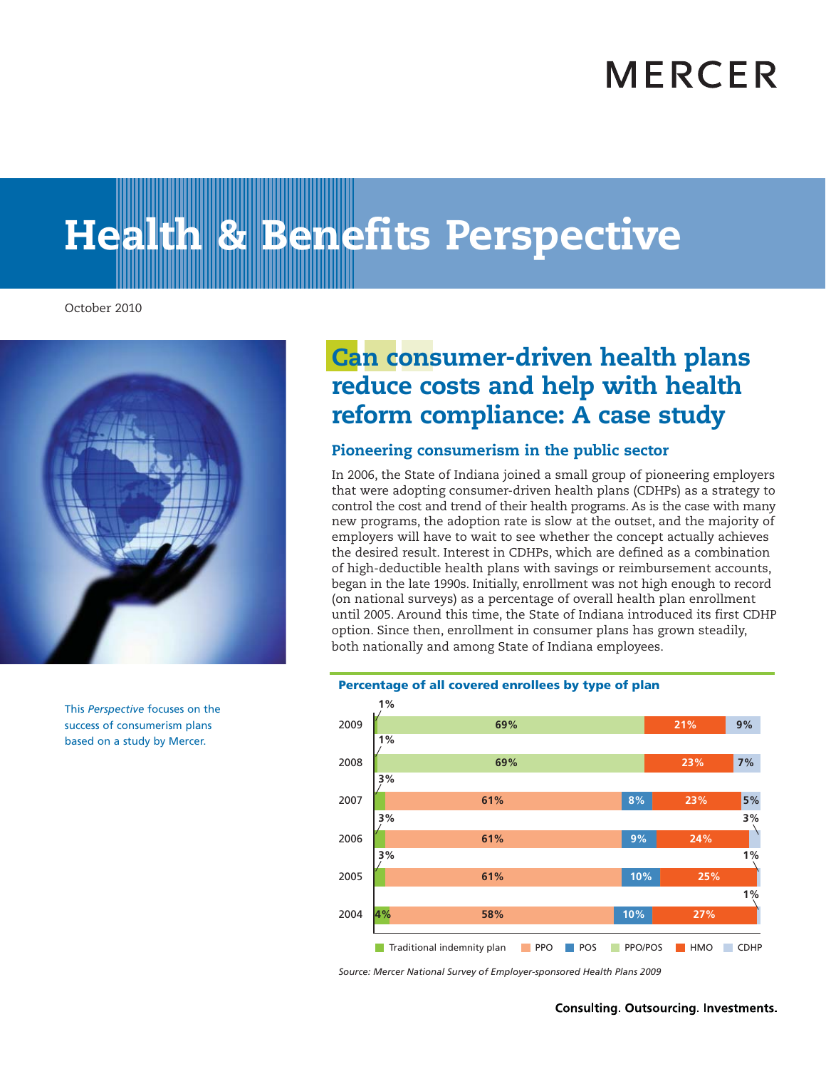MERCER

# Health & Benefits Perspective

October 2010

This *Perspective* focuses on the success of consumerism plans based on a study by Mercer.

## Can consumer-driven health plans reduce costs and help with health reform compliance: A case study

### Pioneering consumerism in the public sector

In 2006, the State of Indiana joined a small group of pioneering employers that were adopting consumer-driven health plans (CDHPs) as a strategy to control the cost and trend of their health programs. As is the case with many new programs, the adoption rate is slow at the outset, and the majority of employers will have to wait to see whether the concept actually achieves the desired result. Interest in CDHPs, which are defined as a combination of high-deductible health plans with savings or reimbursement accounts, began in the late 1990s. Initially, enrollment was not high enough to record (on national surveys) as a percentage of overall health plan enrollment until 2005. Around this time, the State of Indiana introduced its first CDHP option. Since then, enrollment in consumer plans has grown steadily, both nationally and among State of Indiana employees.

**Percentage of all covered enrollees by type of plan**

| Year | Traditional indemnity plan | PPO | POS | PPO/POS | HMO | CDHP |
|---|---|---|---|---|---|---|
| 2009 | 1% | | | 69% | 21% | 9% |
| 2008 | 1% | | | 69% | 23% | 7% |
| 2007 | 3% | 61% | 8% | | 23% | 5% |
| 2006 | 3% | 61% | 9% | | 24% | 3% |
| 2005 | 3% | 61% | 10% | | 25% | 1% |
| 2004 | 4% | 58% | 10% | | 27% | 1% |

*Source: Mercer National Survey of Employer-sponsored Health Plans 2009*

Consulting. Outsourcing. Investments.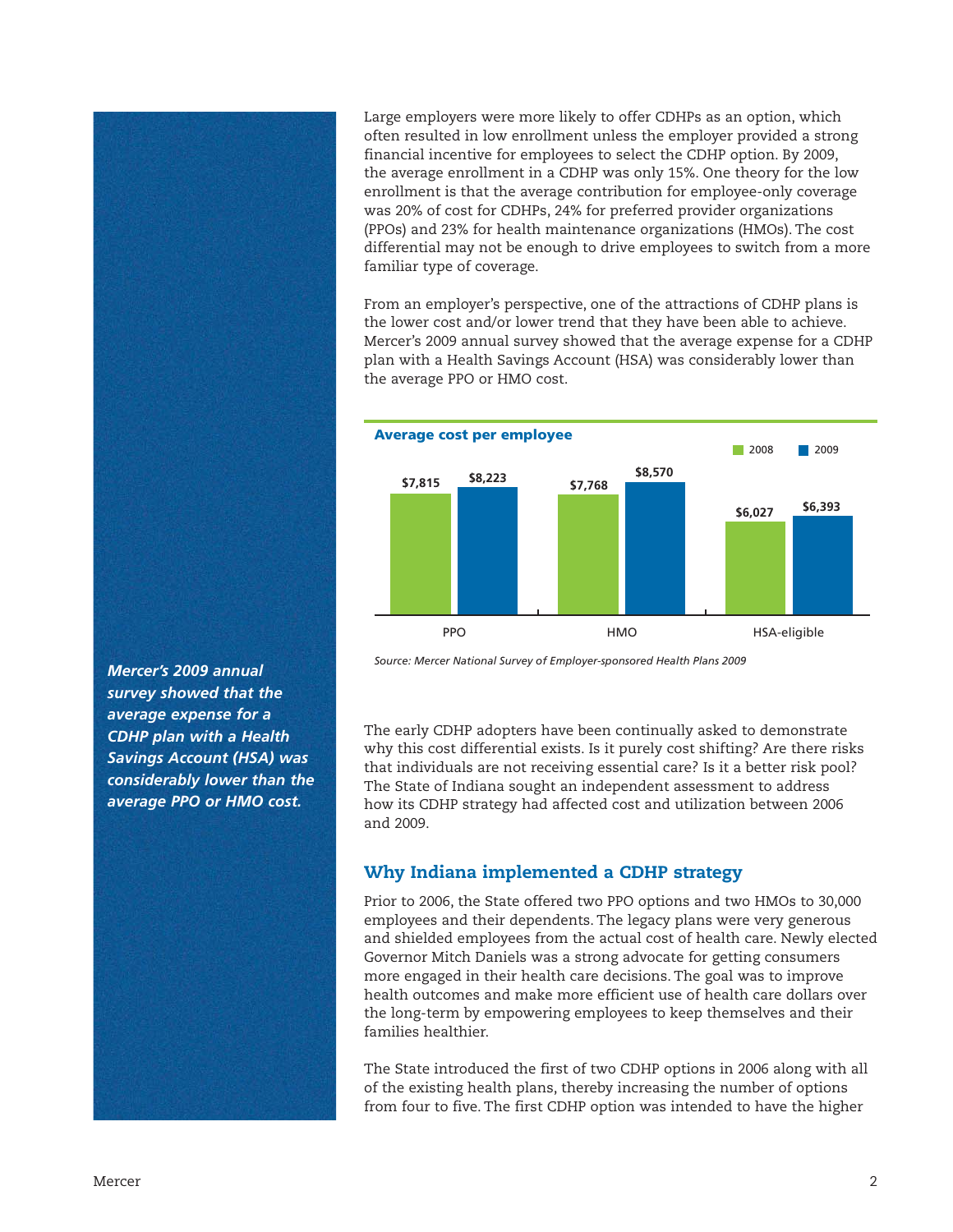Large employers were more likely to offer CDHPs as an option, which often resulted in low enrollment unless the employer provided a strong financial incentive for employees to select the CDHP option. By 2009, the average enrollment in a CDHP was only 15%. One theory for the low enrollment is that the average contribution for employee-only coverage was 20% of cost for CDHPs, 24% for preferred provider organizations (PPOs) and 23% for health maintenance organizations (HMOs). The cost differential may not be enough to drive employees to switch from a more familiar type of coverage.

From an employer's perspective, one of the attractions of CDHP plans is the lower cost and/or lower trend that they have been able to achieve. Mercer's 2009 annual survey showed that the average expense for a CDHP plan with a Health Savings Account (HSA) was considerably lower than the average PPO or HMO cost.

**Average cost per employee**

| | 2008 | 2009 |
|---|---|---|
| PPO | $7,815 | $8,223 |
| HMO | $7,768 | $8,570 |
| HSA-eligible | $6,027 | $6,393 |

*Source: Mercer National Survey of Employer-sponsored Health Plans 2009*

***Mercer's 2009 annual survey showed that the average expense for a CDHP plan with a Health Savings Account (HSA) was considerably lower than the average PPO or HMO cost.***

The early CDHP adopters have been continually asked to demonstrate why this cost differential exists. Is it purely cost shifting? Are there risks that individuals are not receiving essential care? Is it a better risk pool? The State of Indiana sought an independent assessment to address how its CDHP strategy had affected cost and utilization between 2006 and 2009.

## Why Indiana implemented a CDHP strategy

Prior to 2006, the State offered two PPO options and two HMOs to 30,000 employees and their dependents. The legacy plans were very generous and shielded employees from the actual cost of health care. Newly elected Governor Mitch Daniels was a strong advocate for getting consumers more engaged in their health care decisions. The goal was to improve health outcomes and make more efficient use of health care dollars over the long-term by empowering employees to keep themselves and their families healthier.

The State introduced the first of two CDHP options in 2006 along with all of the existing health plans, thereby increasing the number of options from four to five. The first CDHP option was intended to have the higher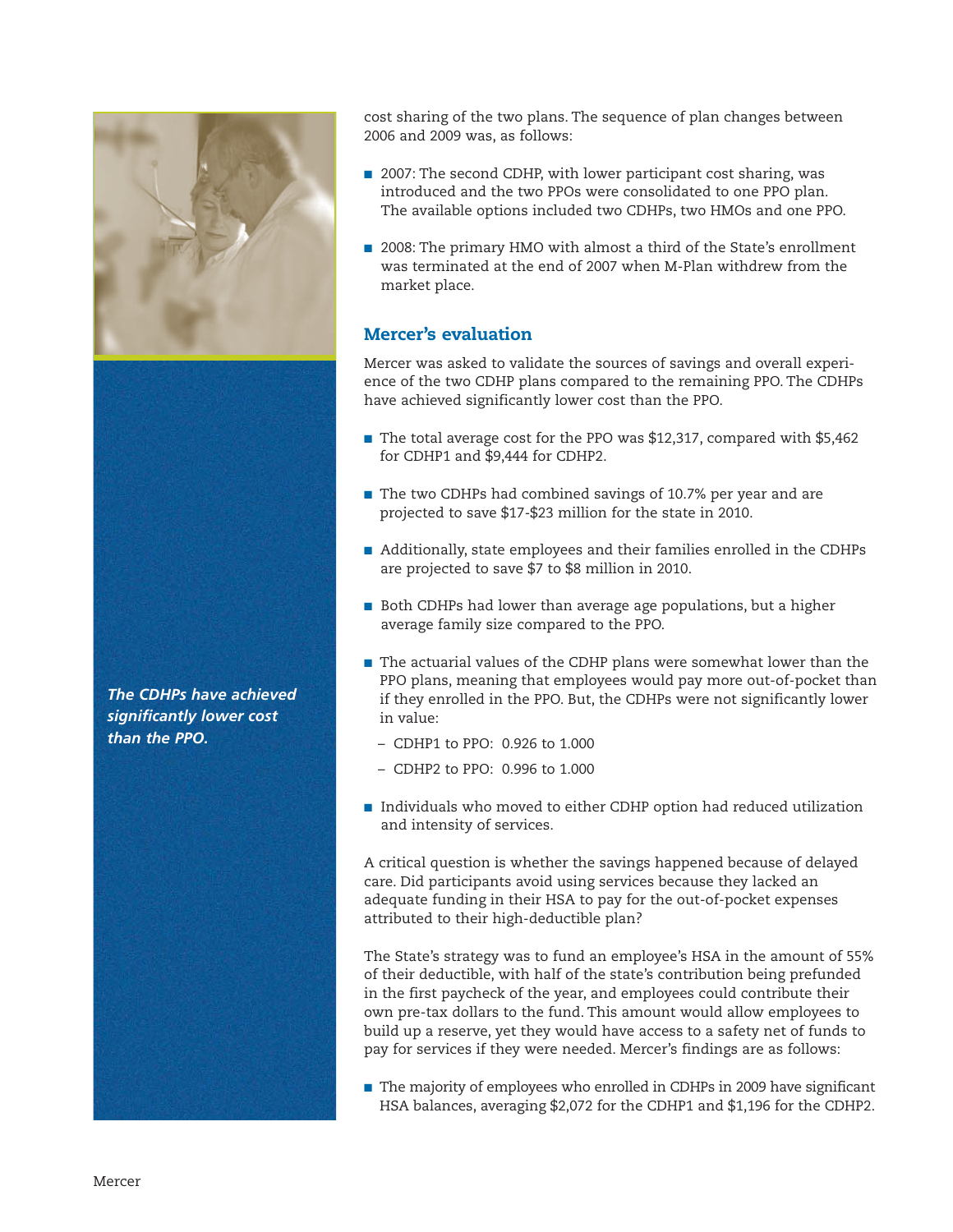cost sharing of the two plans. The sequence of plan changes between 2006 and 2009 was, as follows:

- 2007: The second CDHP, with lower participant cost sharing, was introduced and the two PPOs were consolidated to one PPO plan. The available options included two CDHPs, two HMOs and one PPO.
- 2008: The primary HMO with almost a third of the State's enrollment was terminated at the end of 2007 when M-Plan withdrew from the market place.

## Mercer's evaluation

Mercer was asked to validate the sources of savings and overall experience of the two CDHP plans compared to the remaining PPO. The CDHPs have achieved significantly lower cost than the PPO.

- The total average cost for the PPO was $12,317, compared with $5,462 for CDHP1 and $9,444 for CDHP2.
- The two CDHPs had combined savings of 10.7% per year and are projected to save $17-$23 million for the state in 2010.
- Additionally, state employees and their families enrolled in the CDHPs are projected to save $7 to $8 million in 2010.
- Both CDHPs had lower than average age populations, but a higher average family size compared to the PPO.
- The actuarial values of the CDHP plans were somewhat lower than the PPO plans, meaning that employees would pay more out-of-pocket than if they enrolled in the PPO. But, the CDHPs were not significantly lower in value:
  - CDHP1 to PPO: 0.926 to 1.000
  - CDHP2 to PPO: 0.996 to 1.000
- Individuals who moved to either CDHP option had reduced utilization and intensity of services.

A critical question is whether the savings happened because of delayed care. Did participants avoid using services because they lacked an adequate funding in their HSA to pay for the out-of-pocket expenses attributed to their high-deductible plan?

The State's strategy was to fund an employee's HSA in the amount of 55% of their deductible, with half of the state's contribution being prefunded in the first paycheck of the year, and employees could contribute their own pre-tax dollars to the fund. This amount would allow employees to build up a reserve, yet they would have access to a safety net of funds to pay for services if they were needed. Mercer's findings are as follows:

- The majority of employees who enrolled in CDHPs in 2009 have significant HSA balances, averaging $2,072 for the CDHP1 and $1,196 for the CDHP2.

*The CDHPs have achieved significantly lower cost than the PPO.*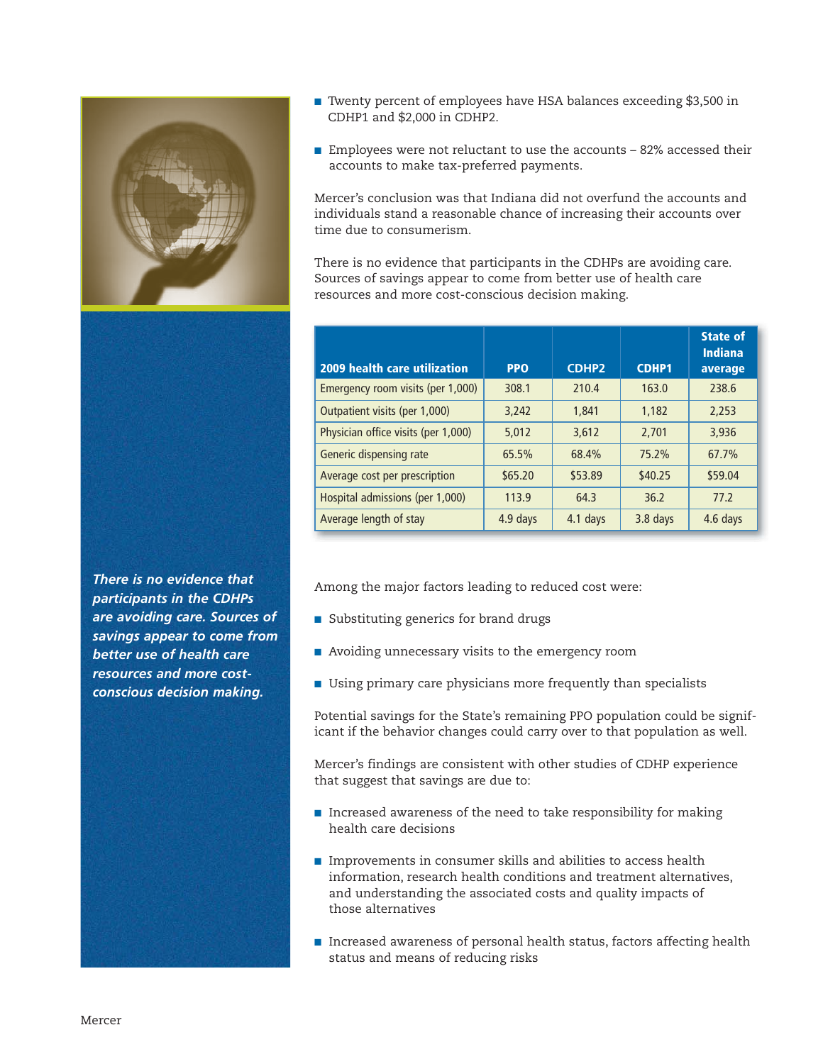- Twenty percent of employees have HSA balances exceeding $3,500 in CDHP1 and $2,000 in CDHP2.
- Employees were not reluctant to use the accounts – 82% accessed their accounts to make tax-preferred payments.

Mercer's conclusion was that Indiana did not overfund the accounts and individuals stand a reasonable chance of increasing their accounts over time due to consumerism.

There is no evidence that participants in the CDHPs are avoiding care. Sources of savings appear to come from better use of health care resources and more cost-conscious decision making.

| 2009 health care utilization | PPO | CDHP2 | CDHP1 | State of Indiana average |
|---|---|---|---|---|
| Emergency room visits (per 1,000) | 308.1 | 210.4 | 163.0 | 238.6 |
| Outpatient visits (per 1,000) | 3,242 | 1,841 | 1,182 | 2,253 |
| Physician office visits (per 1,000) | 5,012 | 3,612 | 2,701 | 3,936 |
| Generic dispensing rate | 65.5% | 68.4% | 75.2% | 67.7% |
| Average cost per prescription | $65.20 | $53.89 | $40.25 | $59.04 |
| Hospital admissions (per 1,000) | 113.9 | 64.3 | 36.2 | 77.2 |
| Average length of stay | 4.9 days | 4.1 days | 3.8 days | 4.6 days |

*There is no evidence that participants in the CDHPs are avoiding care. Sources of savings appear to come from better use of health care resources and more cost-conscious decision making.*

Among the major factors leading to reduced cost were:

- Substituting generics for brand drugs
- Avoiding unnecessary visits to the emergency room
- Using primary care physicians more frequently than specialists

Potential savings for the State's remaining PPO population could be significant if the behavior changes could carry over to that population as well.

Mercer's findings are consistent with other studies of CDHP experience that suggest that savings are due to:

- Increased awareness of the need to take responsibility for making health care decisions
- Improvements in consumer skills and abilities to access health information, research health conditions and treatment alternatives, and understanding the associated costs and quality impacts of those alternatives
- Increased awareness of personal health status, factors affecting health status and means of reducing risks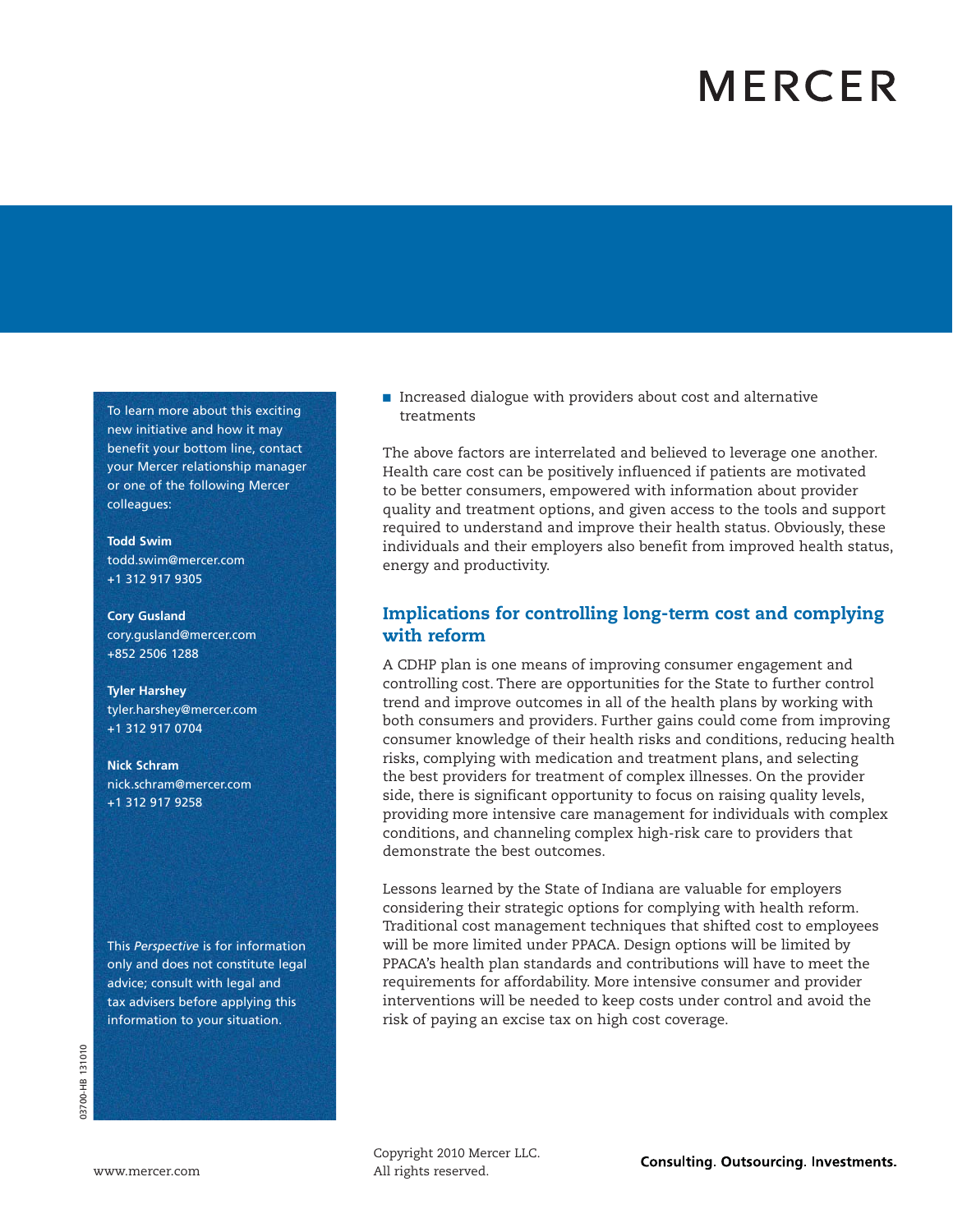- Increased dialogue with providers about cost and alternative treatments

The above factors are interrelated and believed to leverage one another. Health care cost can be positively influenced if patients are motivated to be better consumers, empowered with information about provider quality and treatment options, and given access to the tools and support required to understand and improve their health status. Obviously, these individuals and their employers also benefit from improved health status, energy and productivity.

## Implications for controlling long-term cost and complying with reform

A CDHP plan is one means of improving consumer engagement and controlling cost. There are opportunities for the State to further control trend and improve outcomes in all of the health plans by working with both consumers and providers. Further gains could come from improving consumer knowledge of their health risks and conditions, reducing health risks, complying with medication and treatment plans, and selecting the best providers for treatment of complex illnesses. On the provider side, there is significant opportunity to focus on raising quality levels, providing more intensive care management for individuals with complex conditions, and channeling complex high-risk care to providers that demonstrate the best outcomes.

Lessons learned by the State of Indiana are valuable for employers considering their strategic options for complying with health reform. Traditional cost management techniques that shifted cost to employees will be more limited under PPACA. Design options will be limited by PPACA's health plan standards and contributions will have to meet the requirements for affordability. More intensive consumer and provider interventions will be needed to keep costs under control and avoid the risk of paying an excise tax on high cost coverage.

To learn more about this exciting new initiative and how it may benefit your bottom line, contact your Mercer relationship manager or one of the following Mercer colleagues:

**Todd Swim**
todd.swim@mercer.com
+1 312 917 9305

**Cory Gusland**
cory.gusland@mercer.com
+852 2506 1288

**Tyler Harshey**
tyler.harshey@mercer.com
+1 312 917 0704

**Nick Schram**
nick.schram@mercer.com
+1 312 917 9258

This *Perspective* is for information only and does not constitute legal advice; consult with legal and tax advisers before applying this information to your situation.

03700-HB 131010

www.mercer.com

Copyright 2010 Mercer LLC.
All rights reserved.

Consulting. Outsourcing. Investments.